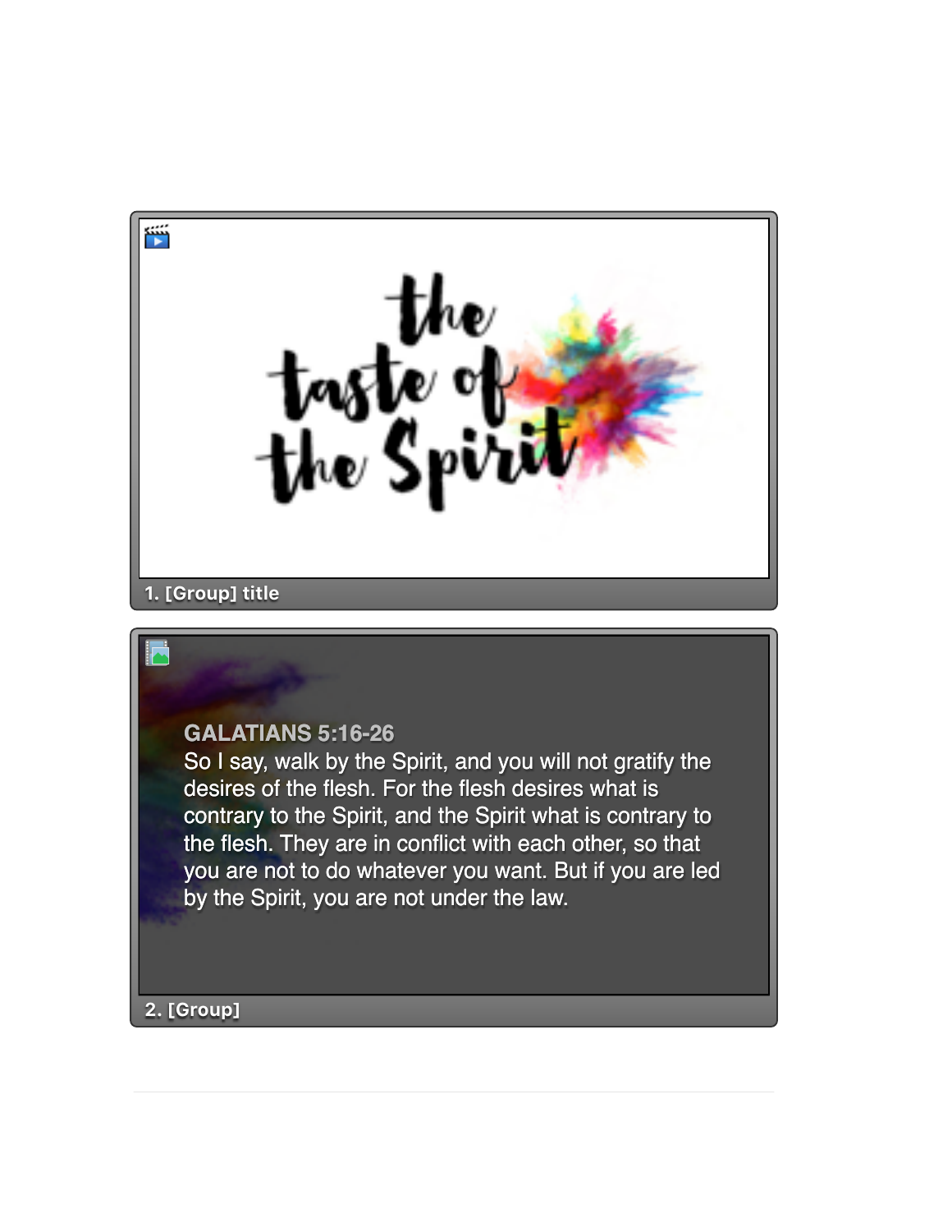the taste of the Spirit

1. [Group] title

GALATIANS 5:16-26

So I say, walk by the Spirit, and you will not gratify the desires of the flesh. For the flesh desires what is contrary to the Spirit, and the Spirit what is contrary to the flesh. They are in conflict with each other, so that you are not to do whatever you want. But if you are led by the Spirit, you are not under the law.

2. [Group]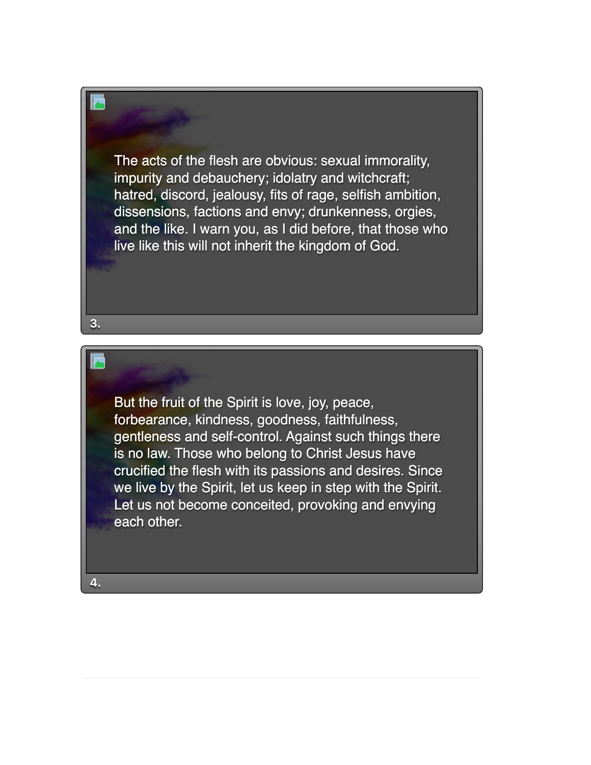The acts of the flesh are obvious: sexual immorality, impurity and debauchery; idolatry and witchcraft; hatred, discord, jealousy, fits of rage, selfish ambition, dissensions, factions and envy; drunkenness, orgies, and the like. I warn you, as I did before, that those who live like this will not inherit the kingdom of God.

3.

But the fruit of the Spirit is love, joy, peace, forbearance, kindness, goodness, faithfulness, gentleness and self-control. Against such things there is no law. Those who belong to Christ Jesus have crucified the flesh with its passions and desires. Since we live by the Spirit, let us keep in step with the Spirit. Let us not become conceited, provoking and envying each other.

4.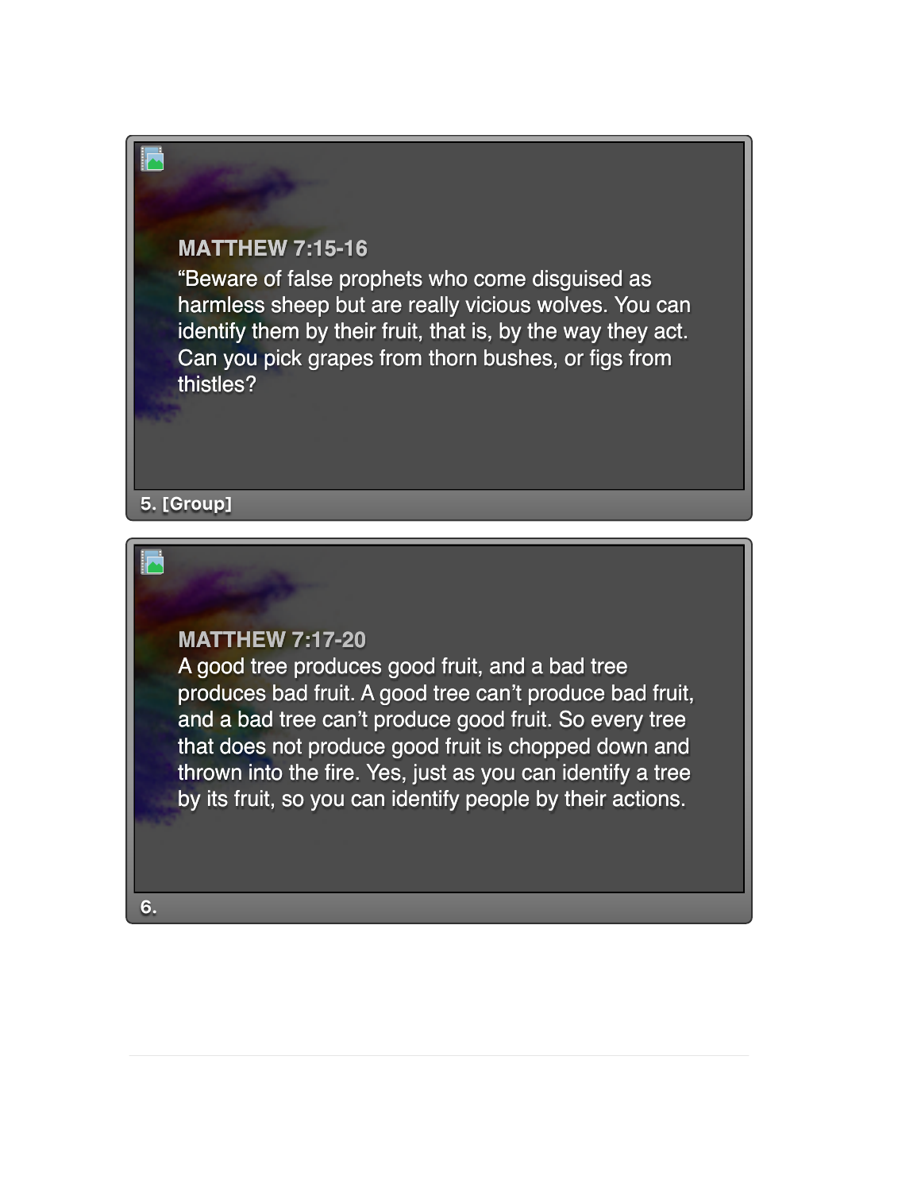**MATTHEW 7:15-16**

“Beware of false prophets who come disguised as harmless sheep but are really vicious wolves. You can identify them by their fruit, that is, by the way they act. Can you pick grapes from thorn bushes, or figs from thistles?

5. [Group]

**MATTHEW 7:17-20**

A good tree produces good fruit, and a bad tree produces bad fruit. A good tree can’t produce bad fruit, and a bad tree can’t produce good fruit. So every tree that does not produce good fruit is chopped down and thrown into the fire. Yes, just as you can identify a tree by its fruit, so you can identify people by their actions.

6.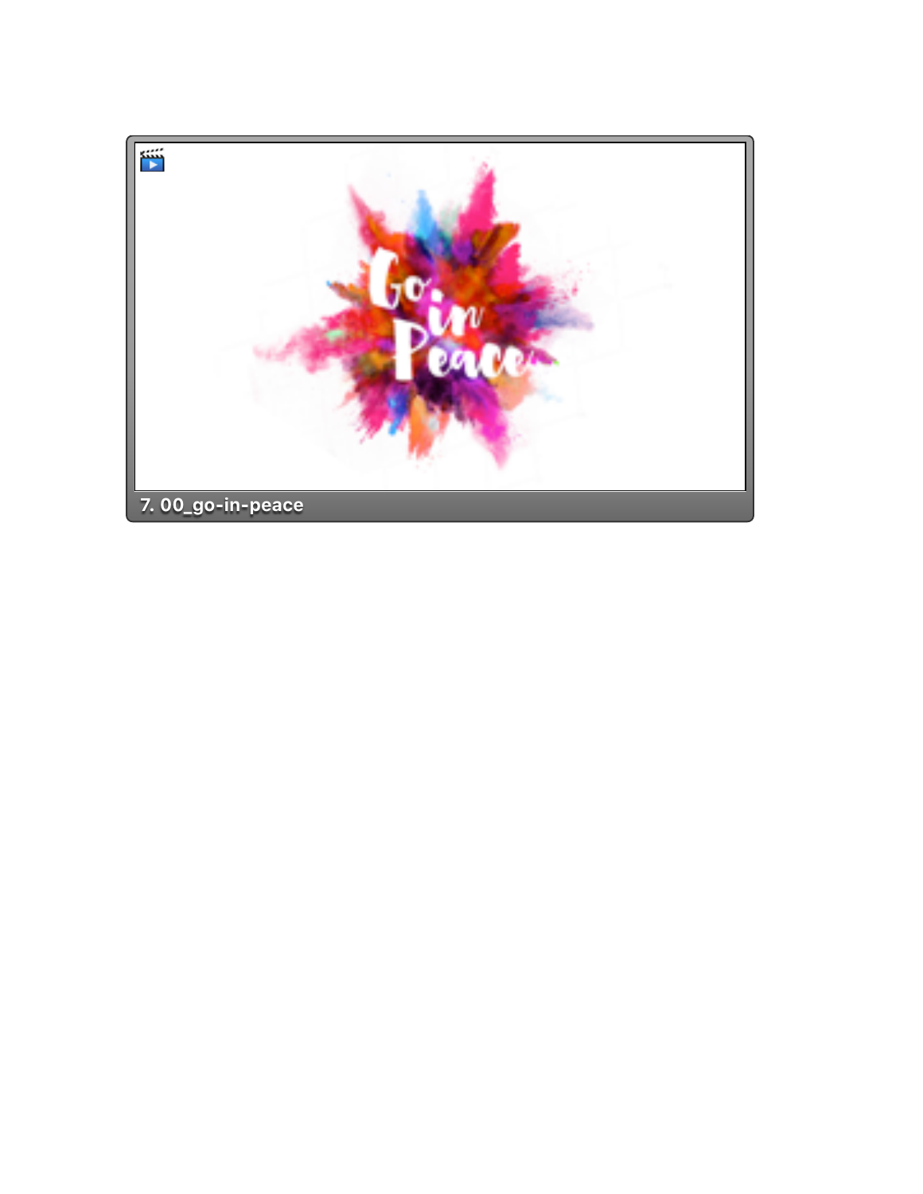7. 00_go-in-peace